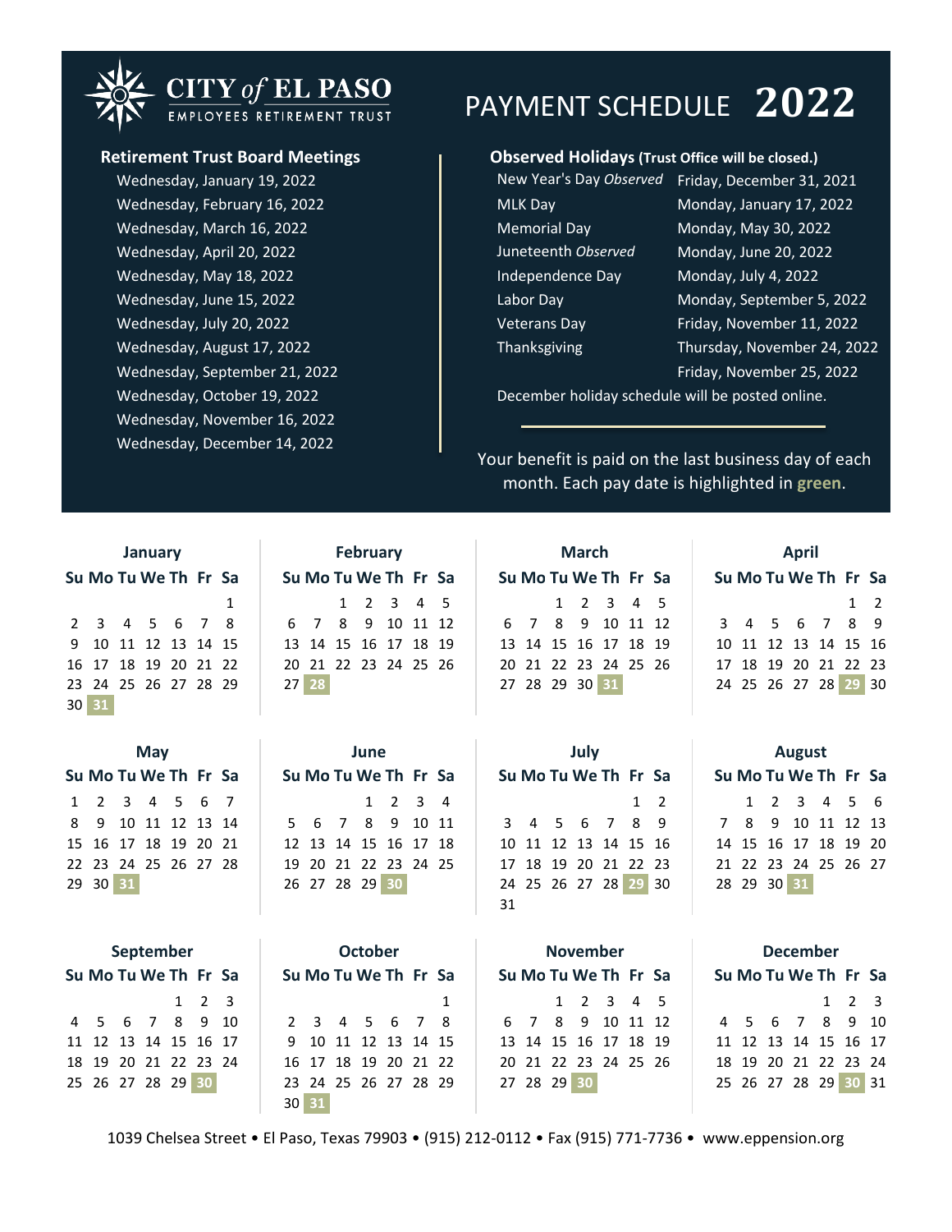# CITY of EL PASO EMPLOYEES RETIREMENT TRUST

# PAYMENT SCHEDULE 2022

## Retirement Trust Board Meetings

- Wednesday, January 19, 2022
- Wednesday, February 16, 2022
- Wednesday, March 16, 2022
- Wednesday, April 20, 2022
- Wednesday, May 18, 2022
- Wednesday, June 15, 2022
- Wednesday, July 20, 2022
- Wednesday, August 17, 2022
- Wednesday, September 21, 2022
- Wednesday, October 19, 2022
- Wednesday, November 16, 2022
- Wednesday, December 14, 2022

## Observed Holidays (Trust Office will be closed.)

| Holiday | Date |
|---|---|
| New Year's Day *Observed* | Friday, December 31, 2021 |
| MLK Day | Monday, January 17, 2022 |
| Memorial Day | Monday, May 30, 2022 |
| Juneteenth *Observed* | Monday, June 20, 2022 |
| Independence Day | Monday, July 4, 2022 |
| Labor Day | Monday, September 5, 2022 |
| Veterans Day | Friday, November 11, 2022 |
| Thanksgiving | Thursday, November 24, 2022 |
| | Friday, November 25, 2022 |

December holiday schedule will be posted online.

Your benefit is paid on the last business day of each month. Each pay date is highlighted in **green**.

### January

| Su | Mo | Tu | We | Th | Fr | Sa |
|---|---|---|---|---|---|---|
| | | | | | | 1 |
| 2 | 3 | 4 | 5 | 6 | 7 | 8 |
| 9 | 10 | 11 | 12 | 13 | 14 | 15 |
| 16 | 17 | 18 | 19 | 20 | 21 | 22 |
| 23 | 24 | 25 | 26 | 27 | 28 | 29 |
| 30 | **31** | | | | | |

### February

| Su | Mo | Tu | We | Th | Fr | Sa |
|---|---|---|---|---|---|---|
| | | 1 | 2 | 3 | 4 | 5 |
| 6 | 7 | 8 | 9 | 10 | 11 | 12 |
| 13 | 14 | 15 | 16 | 17 | 18 | 19 |
| 20 | 21 | 22 | 23 | 24 | 25 | 26 |
| 27 | **28** | | | | | |

### March

| Su | Mo | Tu | We | Th | Fr | Sa |
|---|---|---|---|---|---|---|
| | | 1 | 2 | 3 | 4 | 5 |
| 6 | 7 | 8 | 9 | 10 | 11 | 12 |
| 13 | 14 | 15 | 16 | 17 | 18 | 19 |
| 20 | 21 | 22 | 23 | 24 | 25 | 26 |
| 27 | 28 | 29 | 30 | **31** | | |

### April

| Su | Mo | Tu | We | Th | Fr | Sa |
|---|---|---|---|---|---|---|
| | | | | | 1 | 2 |
| 3 | 4 | 5 | 6 | 7 | 8 | 9 |
| 10 | 11 | 12 | 13 | 14 | 15 | 16 |
| 17 | 18 | 19 | 20 | 21 | 22 | 23 |
| 24 | 25 | 26 | 27 | 28 | **29** | 30 |

### May

| Su | Mo | Tu | We | Th | Fr | Sa |
|---|---|---|---|---|---|---|
| 1 | 2 | 3 | 4 | 5 | 6 | 7 |
| 8 | 9 | 10 | 11 | 12 | 13 | 14 |
| 15 | 16 | 17 | 18 | 19 | 20 | 21 |
| 22 | 23 | 24 | 25 | 26 | 27 | 28 |
| 29 | 30 | **31** | | | | |

### June

| Su | Mo | Tu | We | Th | Fr | Sa |
|---|---|---|---|---|---|---|
| | | | 1 | 2 | 3 | 4 |
| 5 | 6 | 7 | 8 | 9 | 10 | 11 |
| 12 | 13 | 14 | 15 | 16 | 17 | 18 |
| 19 | 20 | 21 | 22 | 23 | 24 | 25 |
| 26 | 27 | 28 | 29 | **30** | | |

### July

| Su | Mo | Tu | We | Th | Fr | Sa |
|---|---|---|---|---|---|---|
| | | | | | 1 | 2 |
| 3 | 4 | 5 | 6 | 7 | 8 | 9 |
| 10 | 11 | 12 | 13 | 14 | 15 | 16 |
| 17 | 18 | 19 | 20 | 21 | 22 | 23 |
| 24 | 25 | 26 | 27 | 28 | **29** | 30 |
| 31 | | | | | | |

### August

| Su | Mo | Tu | We | Th | Fr | Sa |
|---|---|---|---|---|---|---|
| | 1 | 2 | 3 | 4 | 5 | 6 |
| 7 | 8 | 9 | 10 | 11 | 12 | 13 |
| 14 | 15 | 16 | 17 | 18 | 19 | 20 |
| 21 | 22 | 23 | 24 | 25 | 26 | 27 |
| 28 | 29 | 30 | **31** | | | |

### September

| Su | Mo | Tu | We | Th | Fr | Sa |
|---|---|---|---|---|---|---|
| | | | | 1 | 2 | 3 |
| 4 | 5 | 6 | 7 | 8 | 9 | 10 |
| 11 | 12 | 13 | 14 | 15 | 16 | 17 |
| 18 | 19 | 20 | 21 | 22 | 23 | 24 |
| 25 | 26 | 27 | 28 | 29 | **30** | |

### October

| Su | Mo | Tu | We | Th | Fr | Sa |
|---|---|---|---|---|---|---|
| | | | | | | 1 |
| 2 | 3 | 4 | 5 | 6 | 7 | 8 |
| 9 | 10 | 11 | 12 | 13 | 14 | 15 |
| 16 | 17 | 18 | 19 | 20 | 21 | 22 |
| 23 | 24 | 25 | 26 | 27 | 28 | 29 |
| 30 | **31** | | | | | |

### November

| Su | Mo | Tu | We | Th | Fr | Sa |
|---|---|---|---|---|---|---|
| | | 1 | 2 | 3 | 4 | 5 |
| 6 | 7 | 8 | 9 | 10 | 11 | 12 |
| 13 | 14 | 15 | 16 | 17 | 18 | 19 |
| 20 | 21 | 22 | 23 | 24 | 25 | 26 |
| 27 | 28 | 29 | **30** | | | |

### December

| Su | Mo | Tu | We | Th | Fr | Sa |
|---|---|---|---|---|---|---|
| | | | | 1 | 2 | 3 |
| 4 | 5 | 6 | 7 | 8 | 9 | 10 |
| 11 | 12 | 13 | 14 | 15 | 16 | 17 |
| 18 | 19 | 20 | 21 | 22 | 23 | 24 |
| 25 | 26 | 27 | 28 | 29 | **30** | 31 |

1039 Chelsea Street • El Paso, Texas 79903 • (915) 212-0112 • Fax (915) 771-7736 • www.eppension.org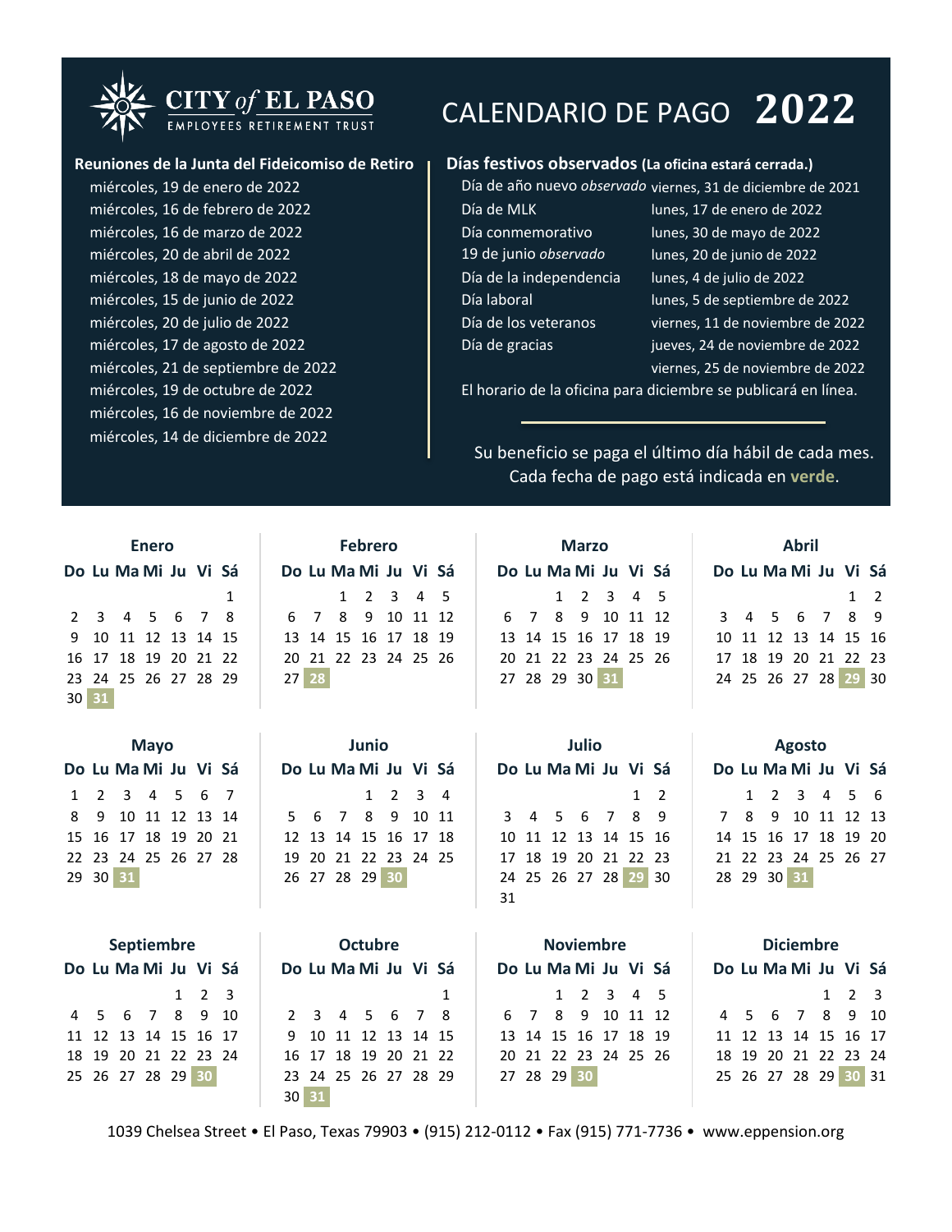# CITY of EL PASO
EMPLOYEES RETIREMENT TRUST

# CALENDARIO DE PAGO 2022

**Reuniones de la Junta del Fideicomiso de Retiro**

- miércoles, 19 de enero de 2022
- miércoles, 16 de febrero de 2022
- miércoles, 16 de marzo de 2022
- miércoles, 20 de abril de 2022
- miércoles, 18 de mayo de 2022
- miércoles, 15 de junio de 2022
- miércoles, 20 de julio de 2022
- miércoles, 17 de agosto de 2022
- miércoles, 21 de septiembre de 2022
- miércoles, 19 de octubre de 2022
- miércoles, 16 de noviembre de 2022
- miércoles, 14 de diciembre de 2022

**Días festivos observados (La oficina estará cerrada.)**

| | |
|---|---|
| Día de año nuevo *observado* | viernes, 31 de diciembre de 2021 |
| Día de MLK | lunes, 17 de enero de 2022 |
| Día conmemorativo | lunes, 30 de mayo de 2022 |
| 19 de junio *observado* | lunes, 20 de junio de 2022 |
| Día de la independencia | lunes, 4 de julio de 2022 |
| Día laboral | lunes, 5 de septiembre de 2022 |
| Día de los veteranos | viernes, 11 de noviembre de 2022 |
| Día de gracias | jueves, 24 de noviembre de 2022 |
| | viernes, 25 de noviembre de 2022 |

El horario de la oficina para diciembre se publicará en línea.

Su beneficio se paga el último día hábil de cada mes. Cada fecha de pago está indicada en **verde**.

### Enero

| Do | Lu | Ma | Mi | Ju | Vi | Sá |
|---|---|---|---|---|---|---|
| | | | | | | 1 |
| 2 | 3 | 4 | 5 | 6 | 7 | 8 |
| 9 | 10 | 11 | 12 | 13 | 14 | 15 |
| 16 | 17 | 18 | 19 | 20 | 21 | 22 |
| 23 | 24 | 25 | 26 | 27 | 28 | 29 |
| 30 | **31** | | | | | |

### Febrero

| Do | Lu | Ma | Mi | Ju | Vi | Sá |
|---|---|---|---|---|---|---|
| | | 1 | 2 | 3 | 4 | 5 |
| 6 | 7 | 8 | 9 | 10 | 11 | 12 |
| 13 | 14 | 15 | 16 | 17 | 18 | 19 |
| 20 | 21 | 22 | 23 | 24 | 25 | 26 |
| 27 | **28** | | | | | |

### Marzo

| Do | Lu | Ma | Mi | Ju | Vi | Sá |
|---|---|---|---|---|---|---|
| | | 1 | 2 | 3 | 4 | 5 |
| 6 | 7 | 8 | 9 | 10 | 11 | 12 |
| 13 | 14 | 15 | 16 | 17 | 18 | 19 |
| 20 | 21 | 22 | 23 | 24 | 25 | 26 |
| 27 | 28 | 29 | 30 | **31** | | |

### Abril

| Do | Lu | Ma | Mi | Ju | Vi | Sá |
|---|---|---|---|---|---|---|
| | | | | | 1 | 2 |
| 3 | 4 | 5 | 6 | 7 | 8 | 9 |
| 10 | 11 | 12 | 13 | 14 | 15 | 16 |
| 17 | 18 | 19 | 20 | 21 | 22 | 23 |
| 24 | 25 | 26 | 27 | 28 | **29** | 30 |

### Mayo

| Do | Lu | Ma | Mi | Ju | Vi | Sá |
|---|---|---|---|---|---|---|
| 1 | 2 | 3 | 4 | 5 | 6 | 7 |
| 8 | 9 | 10 | 11 | 12 | 13 | 14 |
| 15 | 16 | 17 | 18 | 19 | 20 | 21 |
| 22 | 23 | 24 | 25 | 26 | 27 | 28 |
| 29 | 30 | **31** | | | | |

### Junio

| Do | Lu | Ma | Mi | Ju | Vi | Sá |
|---|---|---|---|---|---|---|
| | | | 1 | 2 | 3 | 4 |
| 5 | 6 | 7 | 8 | 9 | 10 | 11 |
| 12 | 13 | 14 | 15 | 16 | 17 | 18 |
| 19 | 20 | 21 | 22 | 23 | 24 | 25 |
| 26 | 27 | 28 | 29 | **30** | | |

### Julio

| Do | Lu | Ma | Mi | Ju | Vi | Sá |
|---|---|---|---|---|---|---|
| | | | | | 1 | 2 |
| 3 | 4 | 5 | 6 | 7 | 8 | 9 |
| 10 | 11 | 12 | 13 | 14 | 15 | 16 |
| 17 | 18 | 19 | 20 | 21 | 22 | 23 |
| 24 | 25 | 26 | 27 | 28 | **29** | 30 |
| 31 | | | | | | |

### Agosto

| Do | Lu | Ma | Mi | Ju | Vi | Sá |
|---|---|---|---|---|---|---|
| | 1 | 2 | 3 | 4 | 5 | 6 |
| 7 | 8 | 9 | 10 | 11 | 12 | 13 |
| 14 | 15 | 16 | 17 | 18 | 19 | 20 |
| 21 | 22 | 23 | 24 | 25 | 26 | 27 |
| 28 | 29 | 30 | **31** | | | |

### Septiembre

| Do | Lu | Ma | Mi | Ju | Vi | Sá |
|---|---|---|---|---|---|---|
| | | | | 1 | 2 | 3 |
| 4 | 5 | 6 | 7 | 8 | 9 | 10 |
| 11 | 12 | 13 | 14 | 15 | 16 | 17 |
| 18 | 19 | 20 | 21 | 22 | 23 | 24 |
| 25 | 26 | 27 | 28 | 29 | **30** | |

### Octubre

| Do | Lu | Ma | Mi | Ju | Vi | Sá |
|---|---|---|---|---|---|---|
| | | | | | | 1 |
| 2 | 3 | 4 | 5 | 6 | 7 | 8 |
| 9 | 10 | 11 | 12 | 13 | 14 | 15 |
| 16 | 17 | 18 | 19 | 20 | 21 | 22 |
| 23 | 24 | 25 | 26 | 27 | 28 | 29 |
| 30 | **31** | | | | | |

### Noviembre

| Do | Lu | Ma | Mi | Ju | Vi | Sá |
|---|---|---|---|---|---|---|
| | | 1 | 2 | 3 | 4 | 5 |
| 6 | 7 | 8 | 9 | 10 | 11 | 12 |
| 13 | 14 | 15 | 16 | 17 | 18 | 19 |
| 20 | 21 | 22 | 23 | 24 | 25 | 26 |
| 27 | 28 | 29 | **30** | | | |

### Diciembre

| Do | Lu | Ma | Mi | Ju | Vi | Sá |
|---|---|---|---|---|---|---|
| | | | | 1 | 2 | 3 |
| 4 | 5 | 6 | 7 | 8 | 9 | 10 |
| 11 | 12 | 13 | 14 | 15 | 16 | 17 |
| 18 | 19 | 20 | 21 | 22 | 23 | 24 |
| 25 | 26 | 27 | 28 | 29 | **30** | 31 |

1039 Chelsea Street • El Paso, Texas 79903 • (915) 212-0112 • Fax (915) 771-7736 • www.eppension.org